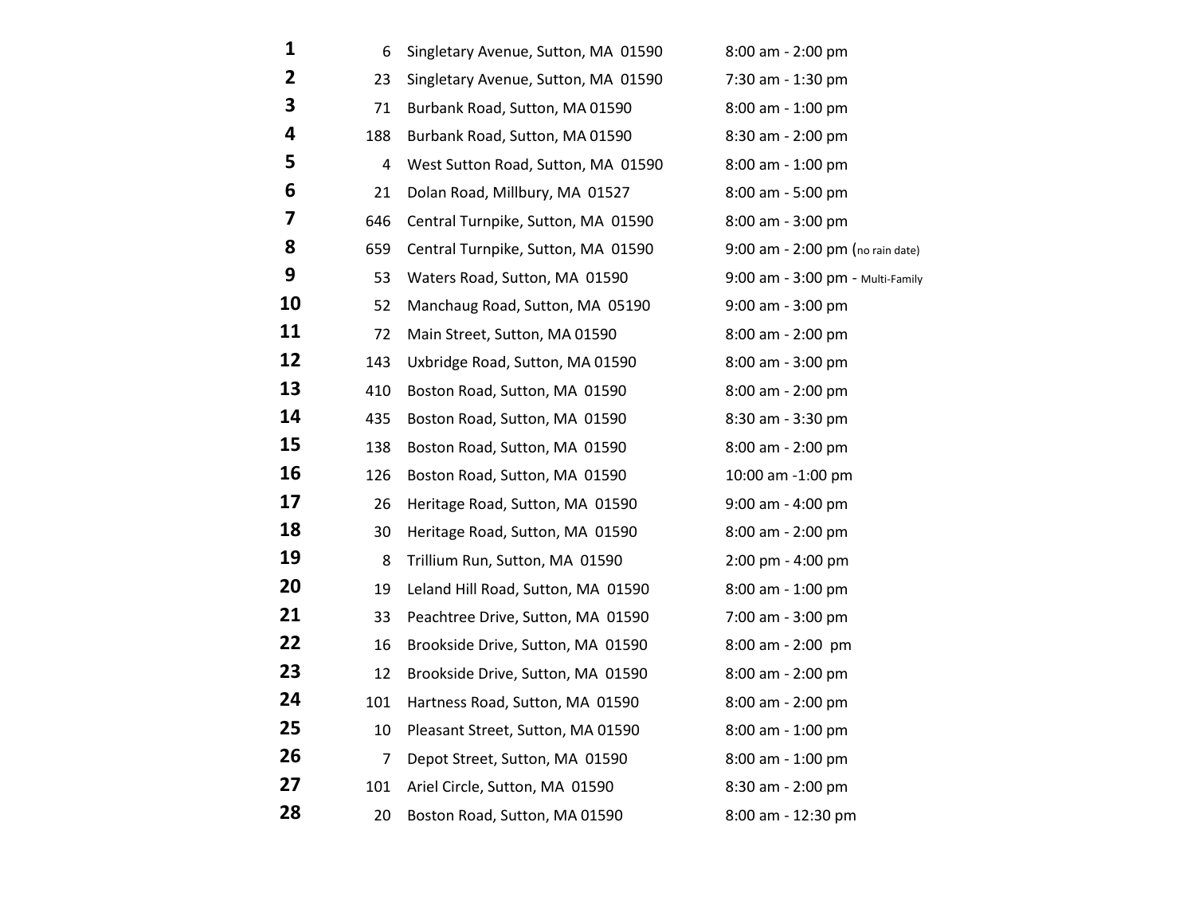| | | | |
|---|---|---|---|
| **1** | 6 | Singletary Avenue, Sutton, MA 01590 | 8:00 am - 2:00 pm |
| **2** | 23 | Singletary Avenue, Sutton, MA 01590 | 7:30 am - 1:30 pm |
| **3** | 71 | Burbank Road, Sutton, MA 01590 | 8:00 am - 1:00 pm |
| **4** | 188 | Burbank Road, Sutton, MA 01590 | 8:30 am - 2:00 pm |
| **5** | 4 | West Sutton Road, Sutton, MA 01590 | 8:00 am - 1:00 pm |
| **6** | 21 | Dolan Road, Millbury, MA 01527 | 8:00 am - 5:00 pm |
| **7** | 646 | Central Turnpike, Sutton, MA 01590 | 8:00 am - 3:00 pm |
| **8** | 659 | Central Turnpike, Sutton, MA 01590 | 9:00 am - 2:00 pm (no rain date) |
| **9** | 53 | Waters Road, Sutton, MA 01590 | 9:00 am - 3:00 pm - Multi-Family |
| **10** | 52 | Manchaug Road, Sutton, MA 05190 | 9:00 am - 3:00 pm |
| **11** | 72 | Main Street, Sutton, MA 01590 | 8:00 am - 2:00 pm |
| **12** | 143 | Uxbridge Road, Sutton, MA 01590 | 8:00 am - 3:00 pm |
| **13** | 410 | Boston Road, Sutton, MA 01590 | 8:00 am - 2:00 pm |
| **14** | 435 | Boston Road, Sutton, MA 01590 | 8:30 am - 3:30 pm |
| **15** | 138 | Boston Road, Sutton, MA 01590 | 8:00 am - 2:00 pm |
| **16** | 126 | Boston Road, Sutton, MA 01590 | 10:00 am -1:00 pm |
| **17** | 26 | Heritage Road, Sutton, MA 01590 | 9:00 am - 4:00 pm |
| **18** | 30 | Heritage Road, Sutton, MA 01590 | 8:00 am - 2:00 pm |
| **19** | 8 | Trillium Run, Sutton, MA 01590 | 2:00 pm - 4:00 pm |
| **20** | 19 | Leland Hill Road, Sutton, MA 01590 | 8:00 am - 1:00 pm |
| **21** | 33 | Peachtree Drive, Sutton, MA 01590 | 7:00 am - 3:00 pm |
| **22** | 16 | Brookside Drive, Sutton, MA 01590 | 8:00 am - 2:00 pm |
| **23** | 12 | Brookside Drive, Sutton, MA 01590 | 8:00 am - 2:00 pm |
| **24** | 101 | Hartness Road, Sutton, MA 01590 | 8:00 am - 2:00 pm |
| **25** | 10 | Pleasant Street, Sutton, MA 01590 | 8:00 am - 1:00 pm |
| **26** | 7 | Depot Street, Sutton, MA 01590 | 8:00 am - 1:00 pm |
| **27** | 101 | Ariel Circle, Sutton, MA 01590 | 8:30 am - 2:00 pm |
| **28** | 20 | Boston Road, Sutton, MA 01590 | 8:00 am - 12:30 pm |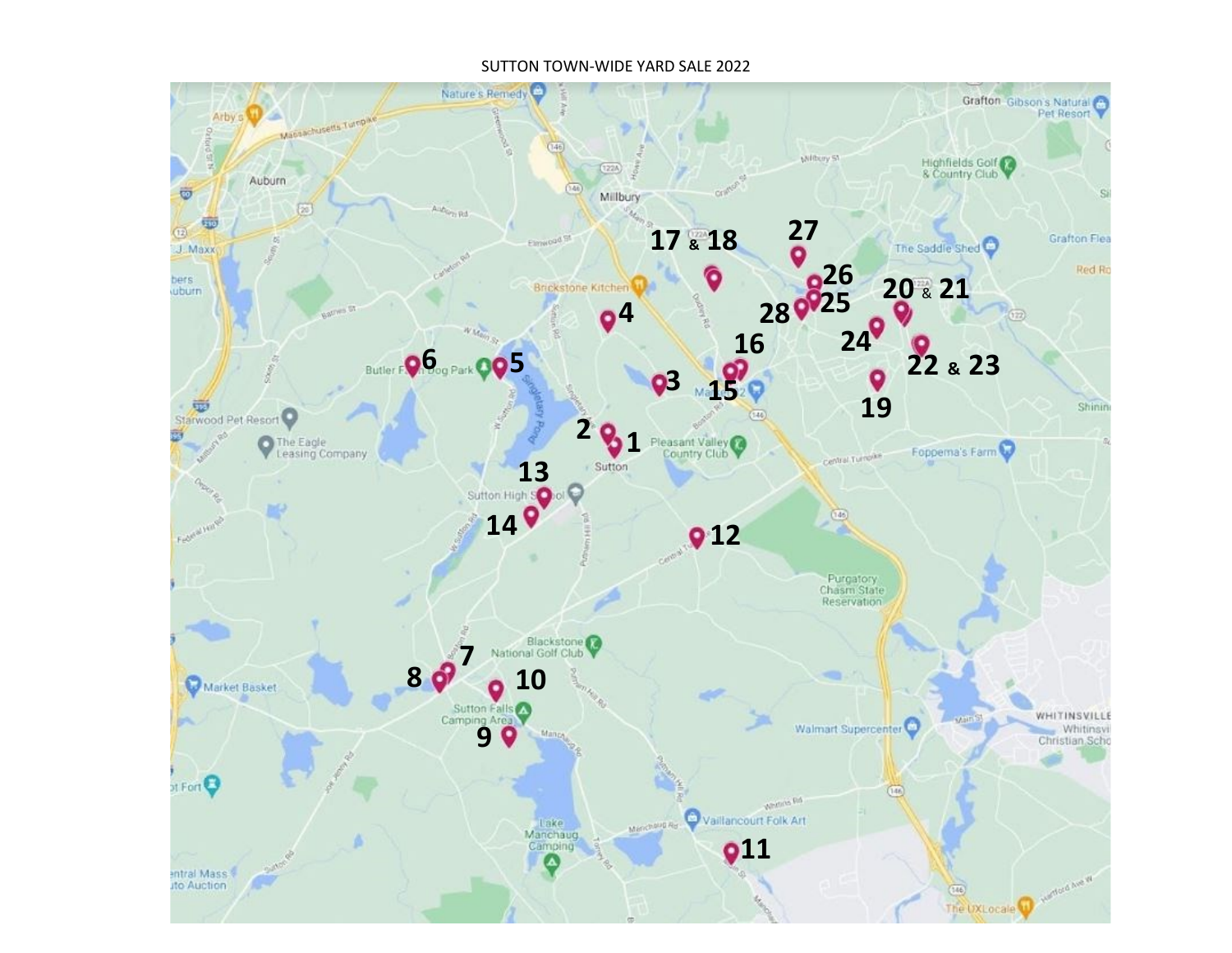SUTTON TOWN-WIDE YARD SALE 2022